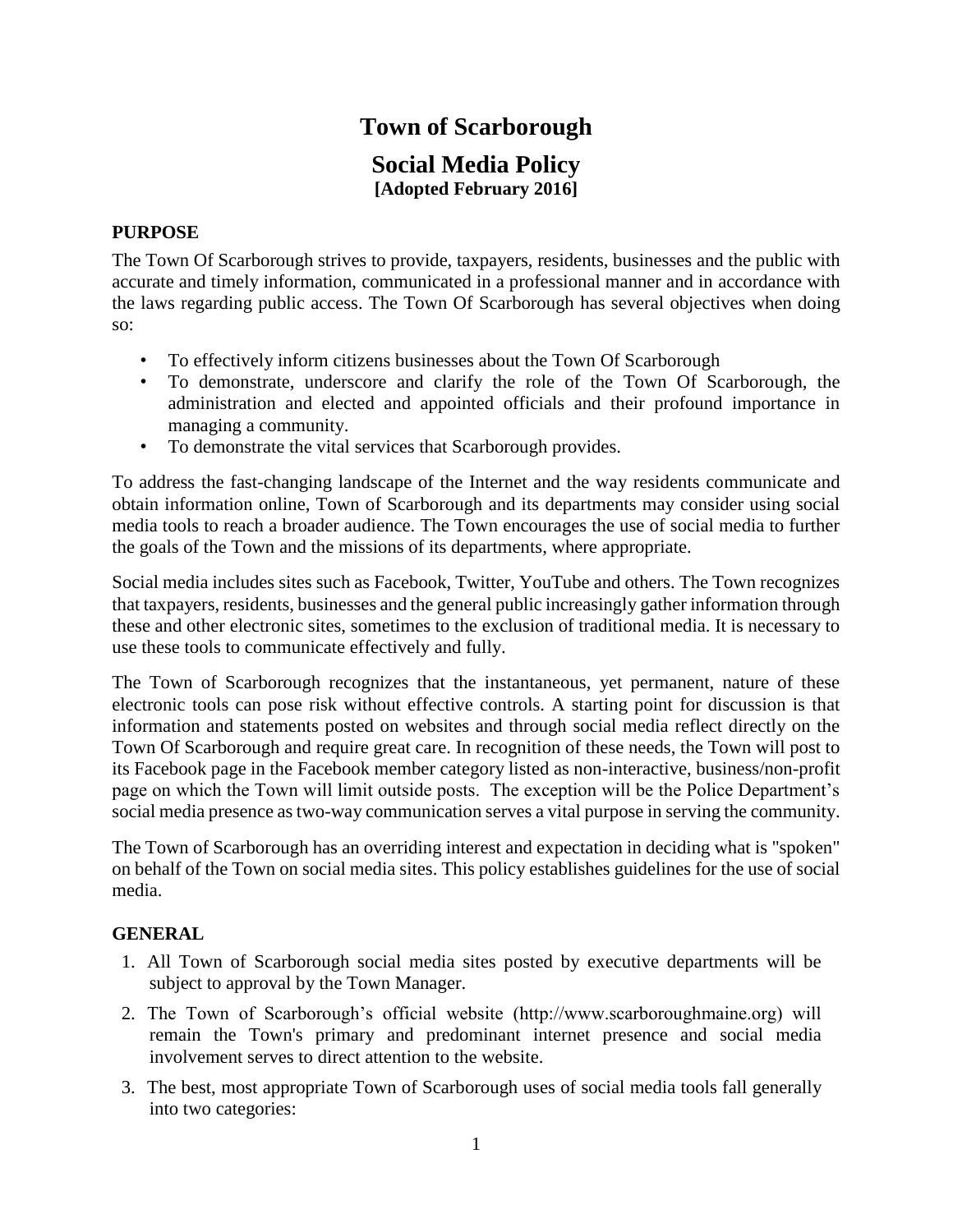# Town of Scarborough

## Social Media Policy

**[Adopted February 2016]**

### PURPOSE

The Town Of Scarborough strives to provide, taxpayers, residents, businesses and the public with accurate and timely information, communicated in a professional manner and in accordance with the laws regarding public access. The Town Of Scarborough has several objectives when doing so:

- To effectively inform citizens businesses about the Town Of Scarborough
- To demonstrate, underscore and clarify the role of the Town Of Scarborough, the administration and elected and appointed officials and their profound importance in managing a community.
- To demonstrate the vital services that Scarborough provides.

To address the fast-changing landscape of the Internet and the way residents communicate and obtain information online, Town of Scarborough and its departments may consider using social media tools to reach a broader audience. The Town encourages the use of social media to further the goals of the Town and the missions of its departments, where appropriate.

Social media includes sites such as Facebook, Twitter, YouTube and others. The Town recognizes that taxpayers, residents, businesses and the general public increasingly gather information through these and other electronic sites, sometimes to the exclusion of traditional media. It is necessary to use these tools to communicate effectively and fully.

The Town of Scarborough recognizes that the instantaneous, yet permanent, nature of these electronic tools can pose risk without effective controls. A starting point for discussion is that information and statements posted on websites and through social media reflect directly on the Town Of Scarborough and require great care. In recognition of these needs, the Town will post to its Facebook page in the Facebook member category listed as non-interactive, business/non-profit page on which the Town will limit outside posts. The exception will be the Police Department's social media presence as two-way communication serves a vital purpose in serving the community.

The Town of Scarborough has an overriding interest and expectation in deciding what is "spoken" on behalf of the Town on social media sites. This policy establishes guidelines for the use of social media.

### GENERAL

1. All Town of Scarborough social media sites posted by executive departments will be subject to approval by the Town Manager.
2. The Town of Scarborough's official website (http://www.scarboroughmaine.org) will remain the Town's primary and predominant internet presence and social media involvement serves to direct attention to the website.
3. The best, most appropriate Town of Scarborough uses of social media tools fall generally into two categories: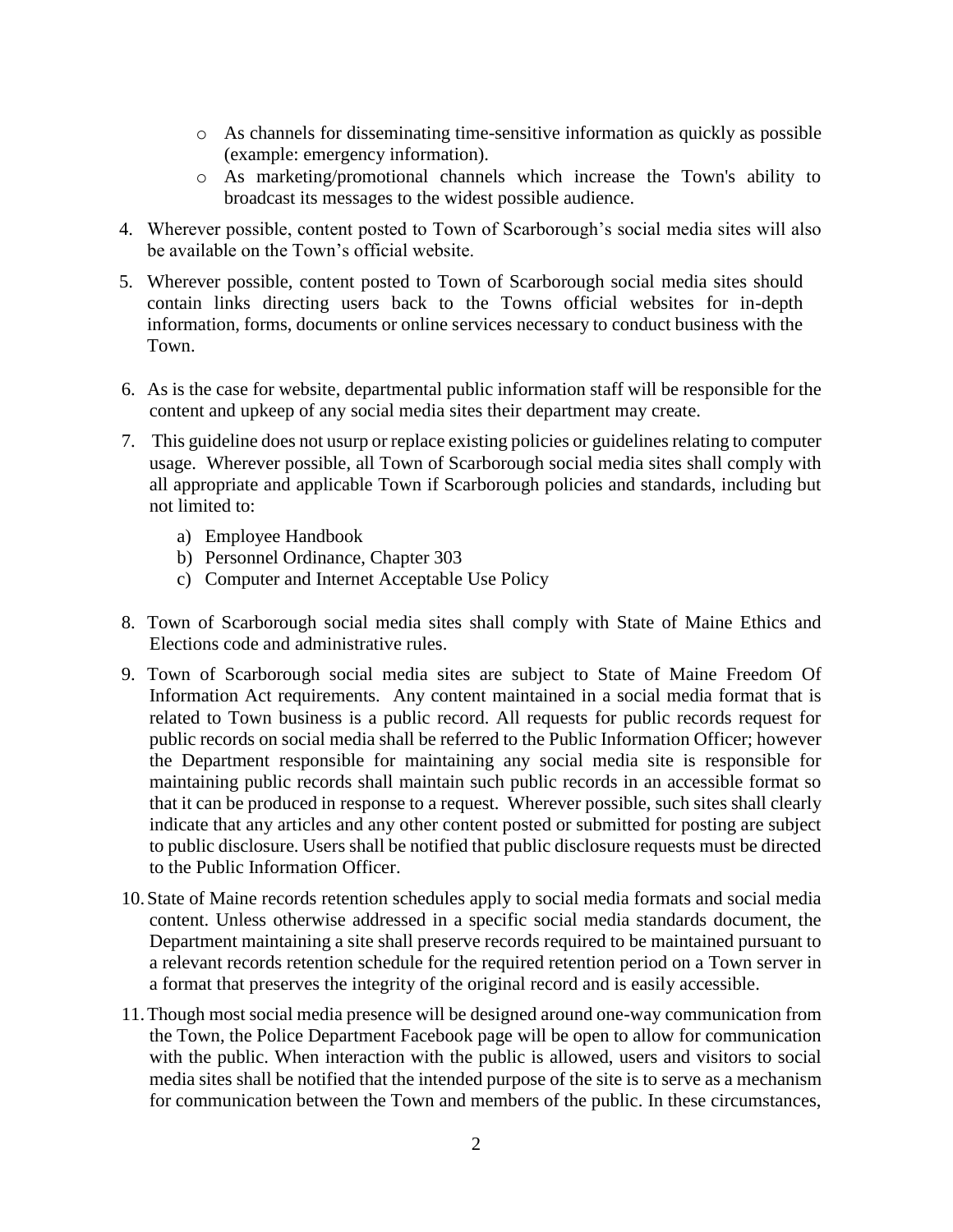- As channels for disseminating time-sensitive information as quickly as possible (example: emergency information).
- As marketing/promotional channels which increase the Town's ability to broadcast its messages to the widest possible audience.

4. Wherever possible, content posted to Town of Scarborough's social media sites will also be available on the Town's official website.

5. Wherever possible, content posted to Town of Scarborough social media sites should contain links directing users back to the Towns official websites for in-depth information, forms, documents or online services necessary to conduct business with the Town.

6. As is the case for website, departmental public information staff will be responsible for the content and upkeep of any social media sites their department may create.

7. This guideline does not usurp or replace existing policies or guidelines relating to computer usage. Wherever possible, all Town of Scarborough social media sites shall comply with all appropriate and applicable Town if Scarborough policies and standards, including but not limited to:

    a) Employee Handbook
    b) Personnel Ordinance, Chapter 303
    c) Computer and Internet Acceptable Use Policy

8. Town of Scarborough social media sites shall comply with State of Maine Ethics and Elections code and administrative rules.

9. Town of Scarborough social media sites are subject to State of Maine Freedom Of Information Act requirements. Any content maintained in a social media format that is related to Town business is a public record. All requests for public records request for public records on social media shall be referred to the Public Information Officer; however the Department responsible for maintaining any social media site is responsible for maintaining public records shall maintain such public records in an accessible format so that it can be produced in response to a request. Wherever possible, such sites shall clearly indicate that any articles and any other content posted or submitted for posting are subject to public disclosure. Users shall be notified that public disclosure requests must be directed to the Public Information Officer.

10. State of Maine records retention schedules apply to social media formats and social media content. Unless otherwise addressed in a specific social media standards document, the Department maintaining a site shall preserve records required to be maintained pursuant to a relevant records retention schedule for the required retention period on a Town server in a format that preserves the integrity of the original record and is easily accessible.

11. Though most social media presence will be designed around one-way communication from the Town, the Police Department Facebook page will be open to allow for communication with the public. When interaction with the public is allowed, users and visitors to social media sites shall be notified that the intended purpose of the site is to serve as a mechanism for communication between the Town and members of the public. In these circumstances,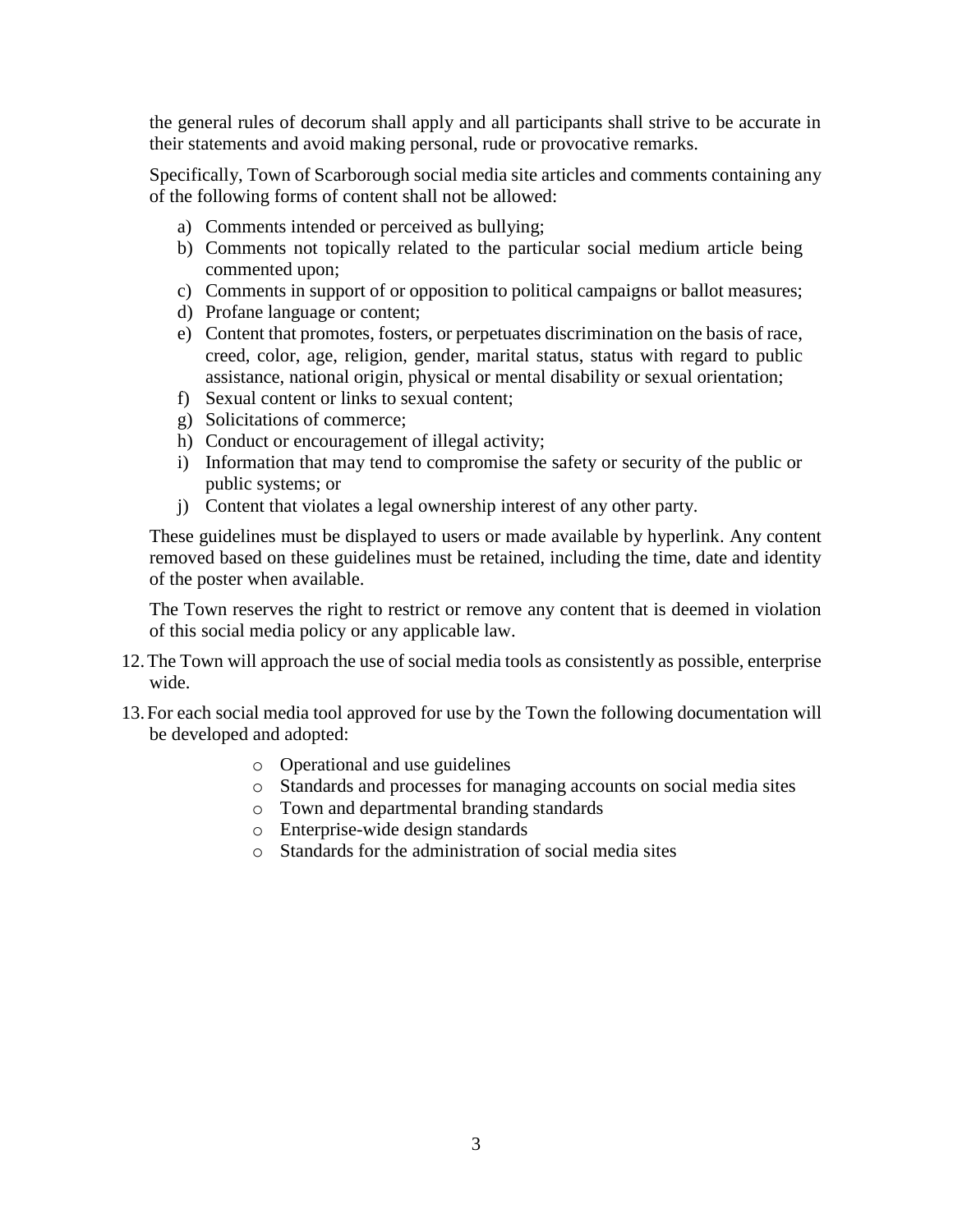the general rules of decorum shall apply and all participants shall strive to be accurate in their statements and avoid making personal, rude or provocative remarks.

Specifically, Town of Scarborough social media site articles and comments containing any of the following forms of content shall not be allowed:

a) Comments intended or perceived as bullying;
b) Comments not topically related to the particular social medium article being commented upon;
c) Comments in support of or opposition to political campaigns or ballot measures;
d) Profane language or content;
e) Content that promotes, fosters, or perpetuates discrimination on the basis of race, creed, color, age, religion, gender, marital status, status with regard to public assistance, national origin, physical or mental disability or sexual orientation;
f) Sexual content or links to sexual content;
g) Solicitations of commerce;
h) Conduct or encouragement of illegal activity;
i) Information that may tend to compromise the safety or security of the public or public systems; or
j) Content that violates a legal ownership interest of any other party.

These guidelines must be displayed to users or made available by hyperlink. Any content removed based on these guidelines must be retained, including the time, date and identity of the poster when available.

The Town reserves the right to restrict or remove any content that is deemed in violation of this social media policy or any applicable law.

12. The Town will approach the use of social media tools as consistently as possible, enterprise wide.

13. For each social media tool approved for use by the Town the following documentation will be developed and adopted:

    - Operational and use guidelines
    - Standards and processes for managing accounts on social media sites
    - Town and departmental branding standards
    - Enterprise-wide design standards
    - Standards for the administration of social media sites